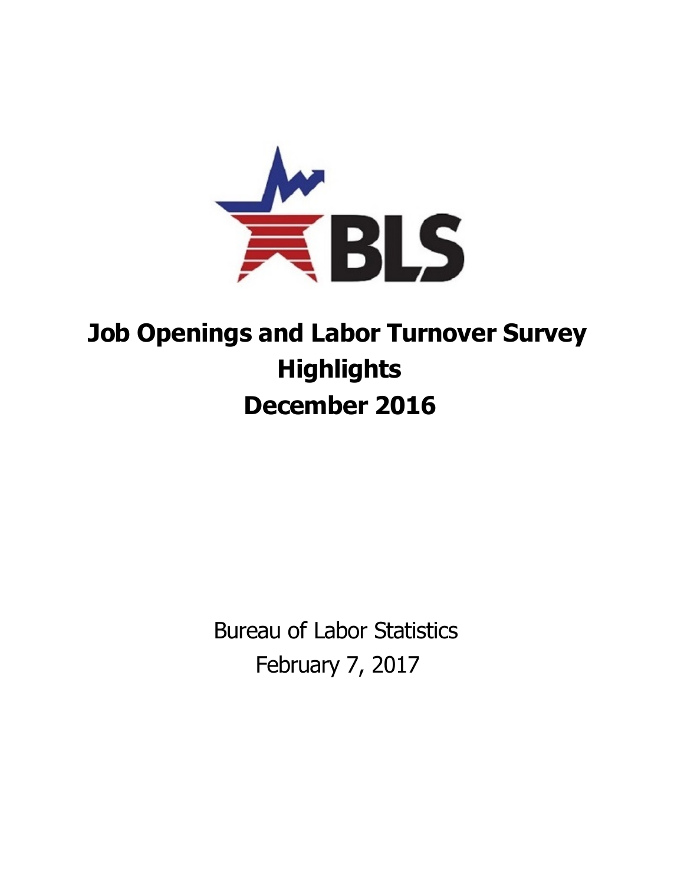# Job Openings and Labor Turnover Survey Highlights December 2016

Bureau of Labor Statistics

February 7, 2017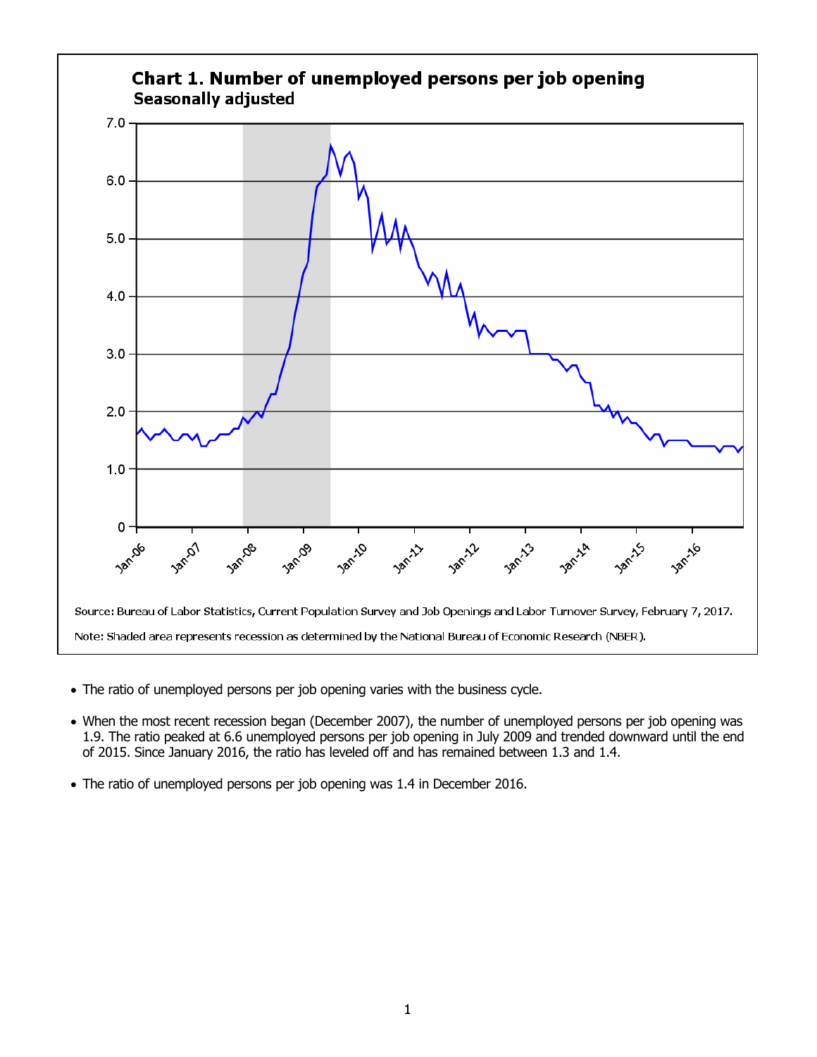**Chart 1. Number of unemployed persons per job opening**
**Seasonally adjusted**

Source: Bureau of Labor Statistics, Current Population Survey and Job Openings and Labor Turnover Survey, February 7, 2017.

Note: Shaded area represents recession as determined by the National Bureau of Economic Research (NBER).

- The ratio of unemployed persons per job opening varies with the business cycle.
- When the most recent recession began (December 2007), the number of unemployed persons per job opening was 1.9. The ratio peaked at 6.6 unemployed persons per job opening in July 2009 and trended downward until the end of 2015. Since January 2016, the ratio has leveled off and has remained between 1.3 and 1.4.
- The ratio of unemployed persons per job opening was 1.4 in December 2016.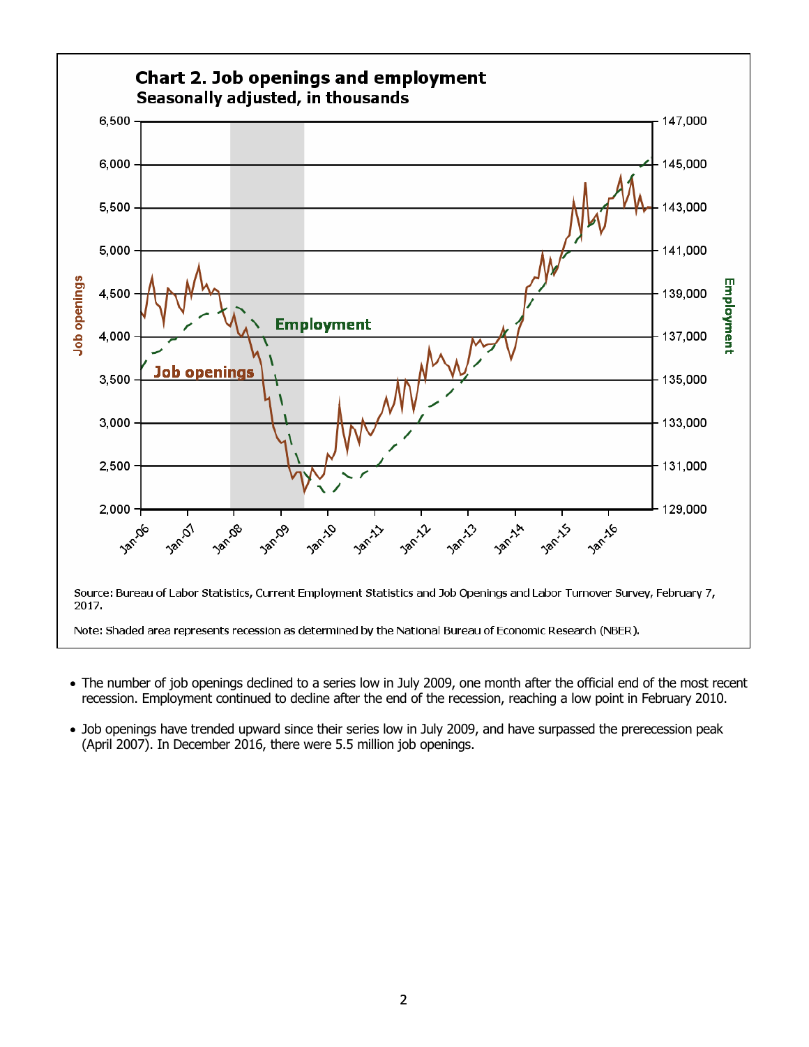**Chart 2. Job openings and employment**
**Seasonally adjusted, in thousands**

Source: Bureau of Labor Statistics, Current Employment Statistics and Job Openings and Labor Turnover Survey, February 7, 2017.

Note: Shaded area represents recession as determined by the National Bureau of Economic Research (NBER).

- The number of job openings declined to a series low in July 2009, one month after the official end of the most recent recession. Employment continued to decline after the end of the recession, reaching a low point in February 2010.

- Job openings have trended upward since their series low in July 2009, and have surpassed the prerecession peak (April 2007). In December 2016, there were 5.5 million job openings.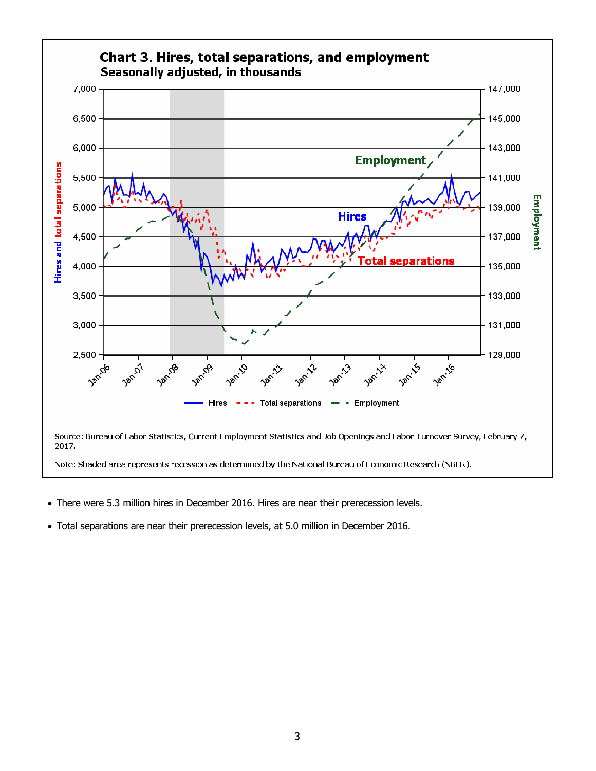**Chart 3. Hires, total separations, and employment**
**Seasonally adjusted, in thousands**

Source: Bureau of Labor Statistics, Current Employment Statistics and Job Openings and Labor Turnover Survey, February 7, 2017.

Note: Shaded area represents recession as determined by the National Bureau of Economic Research (NBER).

- There were 5.3 million hires in December 2016. Hires are near their prerecession levels.
- Total separations are near their prerecession levels, at 5.0 million in December 2016.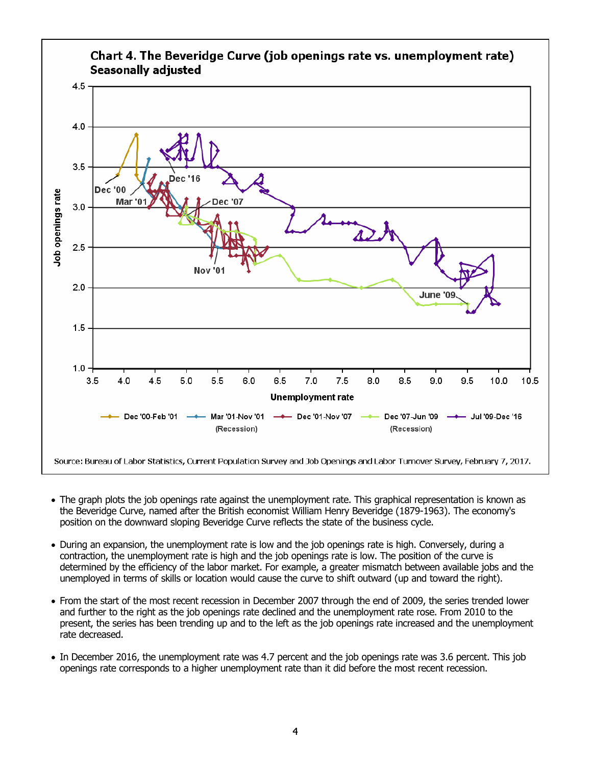**Chart 4. The Beveridge Curve (job openings rate vs. unemployment rate) Seasonally adjusted**

Source: Bureau of Labor Statistics, Current Population Survey and Job Openings and Labor Turnover Survey, February 7, 2017.

- The graph plots the job openings rate against the unemployment rate. This graphical representation is known as the Beveridge Curve, named after the British economist William Henry Beveridge (1879-1963). The economy's position on the downward sloping Beveridge Curve reflects the state of the business cycle.
- During an expansion, the unemployment rate is low and the job openings rate is high. Conversely, during a contraction, the unemployment rate is high and the job openings rate is low. The position of the curve is determined by the efficiency of the labor market. For example, a greater mismatch between available jobs and the unemployed in terms of skills or location would cause the curve to shift outward (up and toward the right).
- From the start of the most recent recession in December 2007 through the end of 2009, the series trended lower and further to the right as the job openings rate declined and the unemployment rate rose. From 2010 to the present, the series has been trending up and to the left as the job openings rate increased and the unemployment rate decreased.
- In December 2016, the unemployment rate was 4.7 percent and the job openings rate was 3.6 percent. This job openings rate corresponds to a higher unemployment rate than it did before the most recent recession.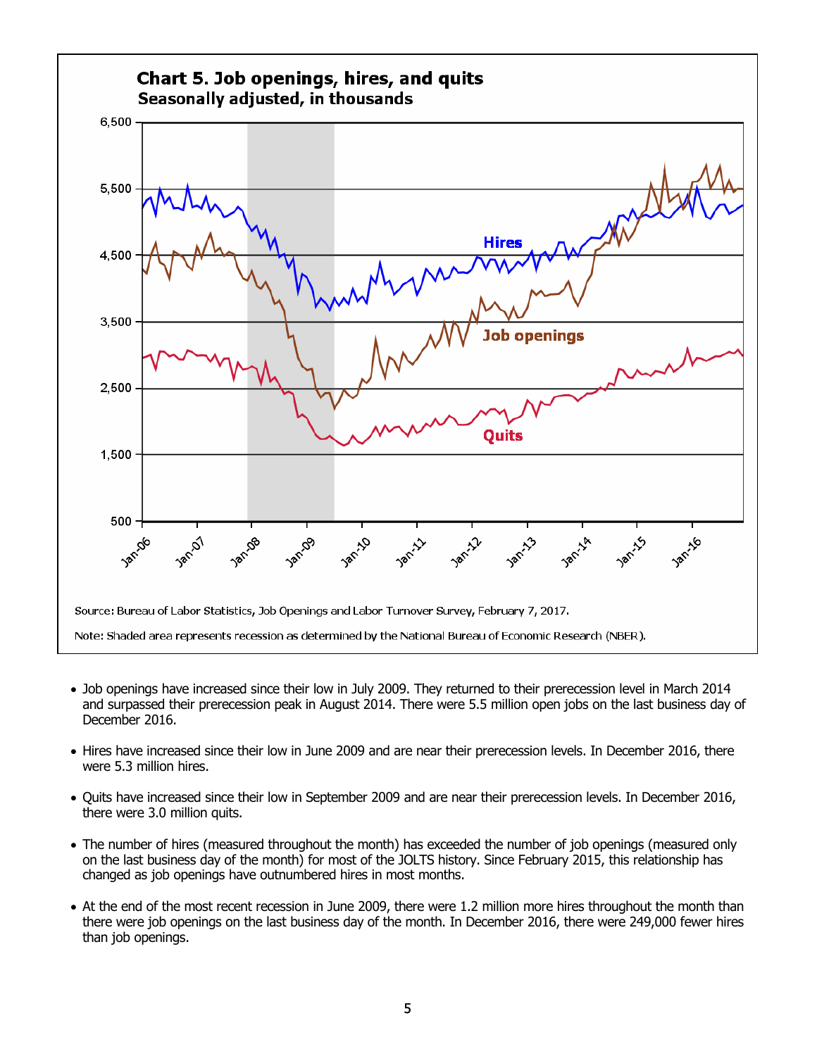**Chart 5. Job openings, hires, and quits**
**Seasonally adjusted, in thousands**

Source: Bureau of Labor Statistics, Job Openings and Labor Turnover Survey, February 7, 2017.

Note: Shaded area represents recession as determined by the National Bureau of Economic Research (NBER).

- Job openings have increased since their low in July 2009. They returned to their prerecession level in March 2014 and surpassed their prerecession peak in August 2014. There were 5.5 million open jobs on the last business day of December 2016.
- Hires have increased since their low in June 2009 and are near their prerecession levels. In December 2016, there were 5.3 million hires.
- Quits have increased since their low in September 2009 and are near their prerecession levels. In December 2016, there were 3.0 million quits.
- The number of hires (measured throughout the month) has exceeded the number of job openings (measured only on the last business day of the month) for most of the JOLTS history. Since February 2015, this relationship has changed as job openings have outnumbered hires in most months.
- At the end of the most recent recession in June 2009, there were 1.2 million more hires throughout the month than there were job openings on the last business day of the month. In December 2016, there were 249,000 fewer hires than job openings.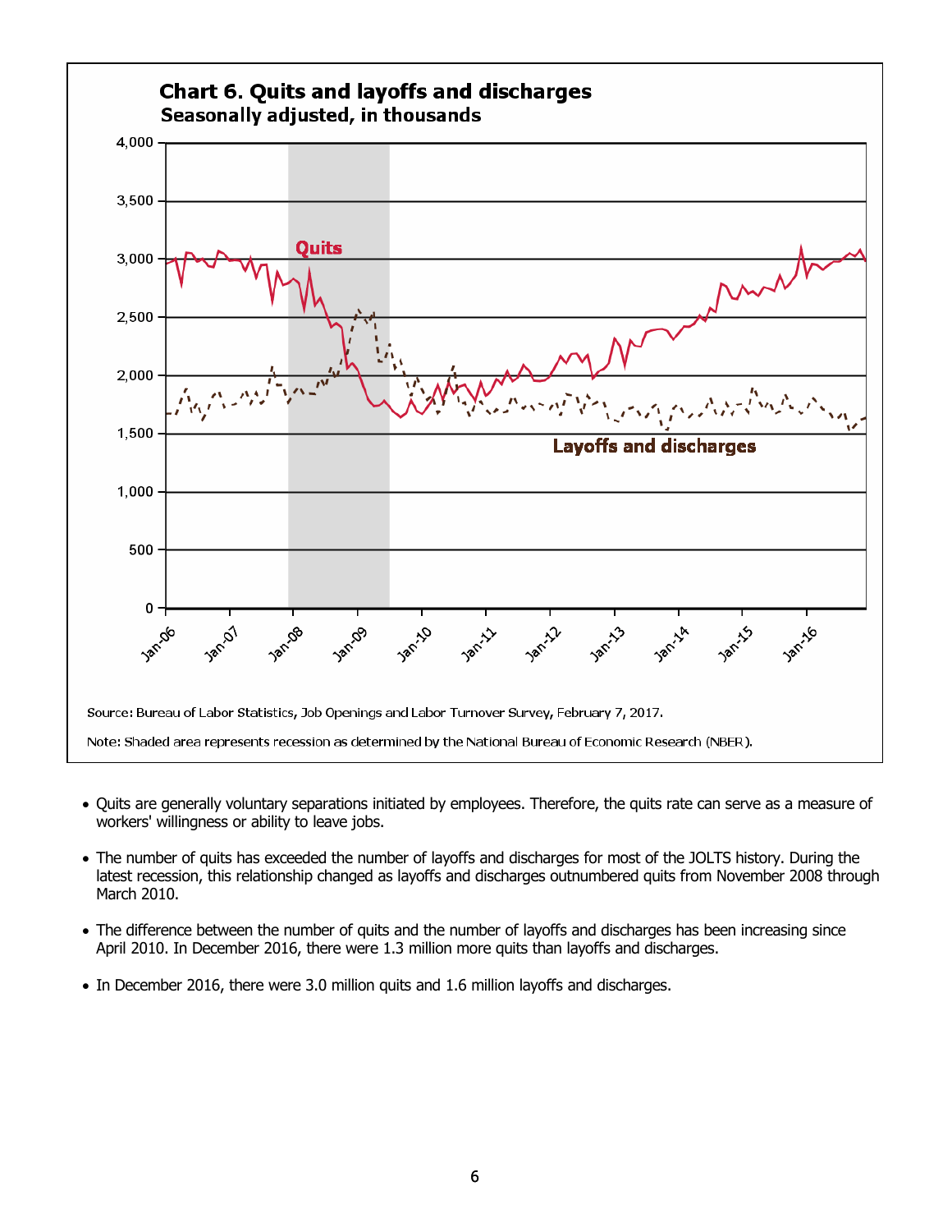## Chart 6. Quits and layoffs and discharges

Seasonally adjusted, in thousands

4,000
3,500
3,000
2,500
2,000
1,500
1,000
500
0

Quits

Layoffs and discharges

Jan-06 Jan-07 Jan-08 Jan-09 Jan-10 Jan-11 Jan-12 Jan-13 Jan-14 Jan-15 Jan-16

Source: Bureau of Labor Statistics, Job Openings and Labor Turnover Survey, February 7, 2017.

Note: Shaded area represents recession as determined by the National Bureau of Economic Research (NBER).

- Quits are generally voluntary separations initiated by employees. Therefore, the quits rate can serve as a measure of workers' willingness or ability to leave jobs.
- The number of quits has exceeded the number of layoffs and discharges for most of the JOLTS history. During the latest recession, this relationship changed as layoffs and discharges outnumbered quits from November 2008 through March 2010.
- The difference between the number of quits and the number of layoffs and discharges has been increasing since April 2010. In December 2016, there were 1.3 million more quits than layoffs and discharges.
- In December 2016, there were 3.0 million quits and 1.6 million layoffs and discharges.